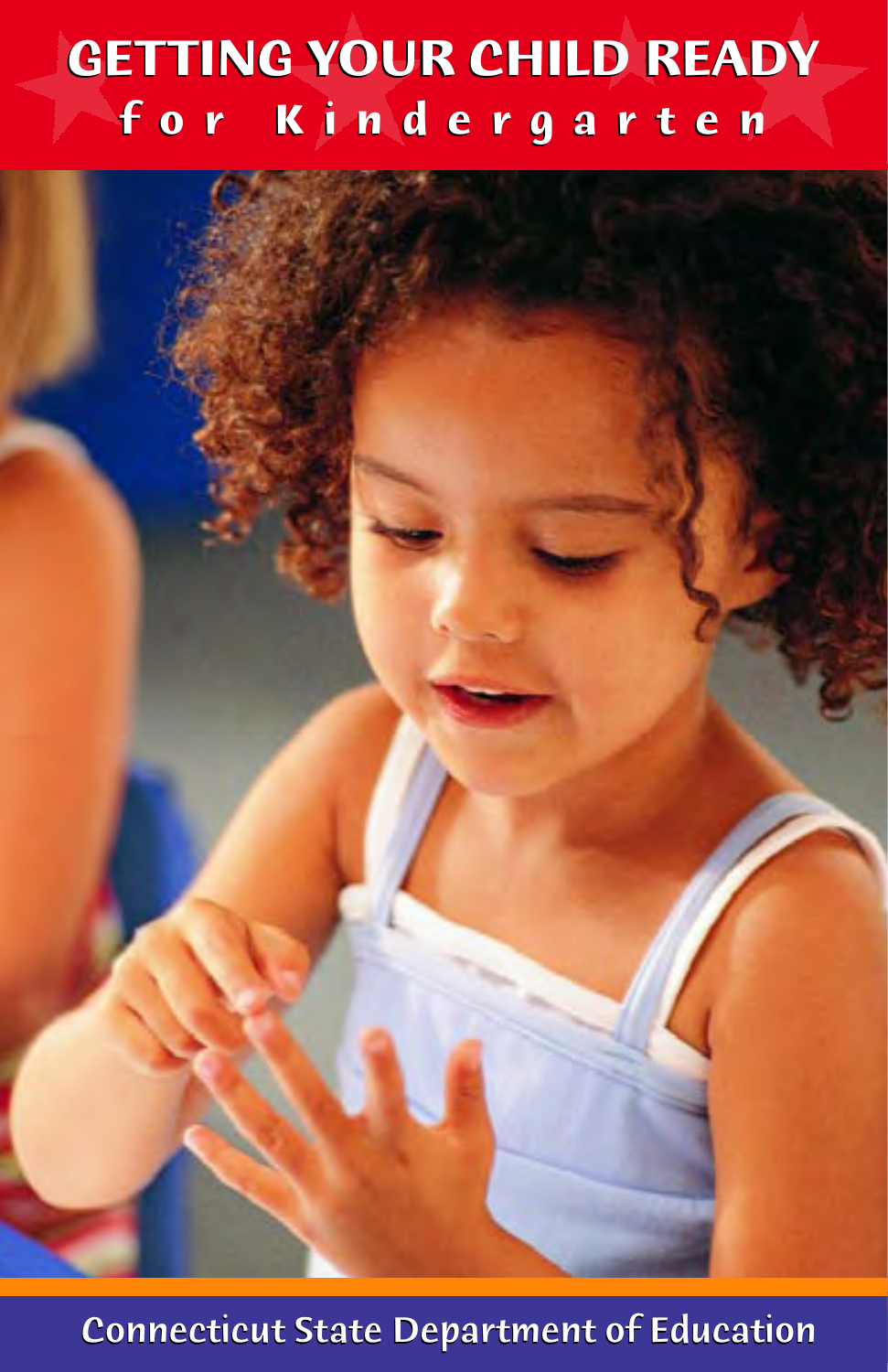# GETTING YOUR CHILD READY for Kindergarten

Connecticut State Department of Education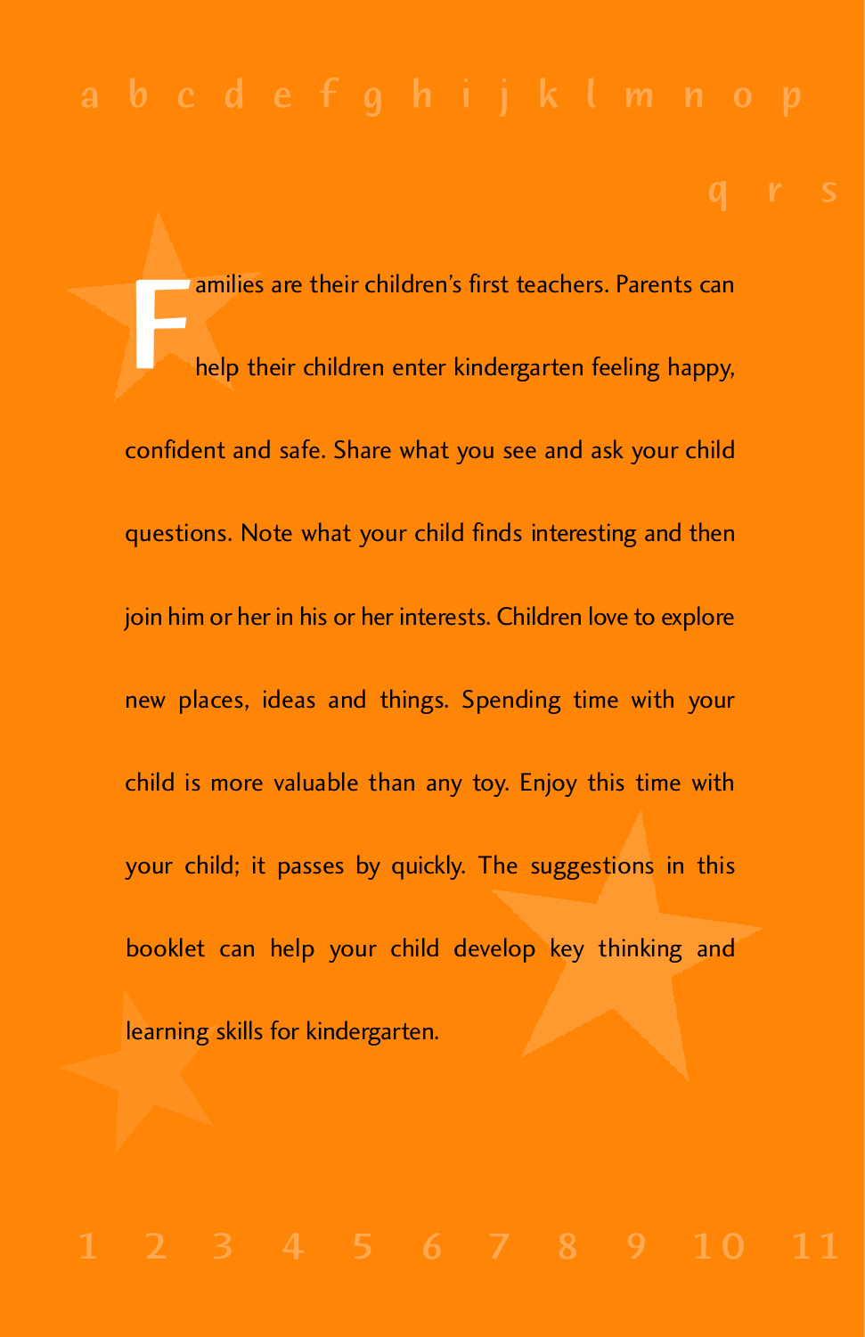Families are their children's first teachers. Parents can help their children enter kindergarten feeling happy, confident and safe. Share what you see and ask your child questions. Note what your child finds interesting and then join him or her in his or her interests. Children love to explore new places, ideas and things. Spending time with your child is more valuable than any toy. Enjoy this time with your child; it passes by quickly. The suggestions in this booklet can help your child develop key thinking and learning skills for kindergarten.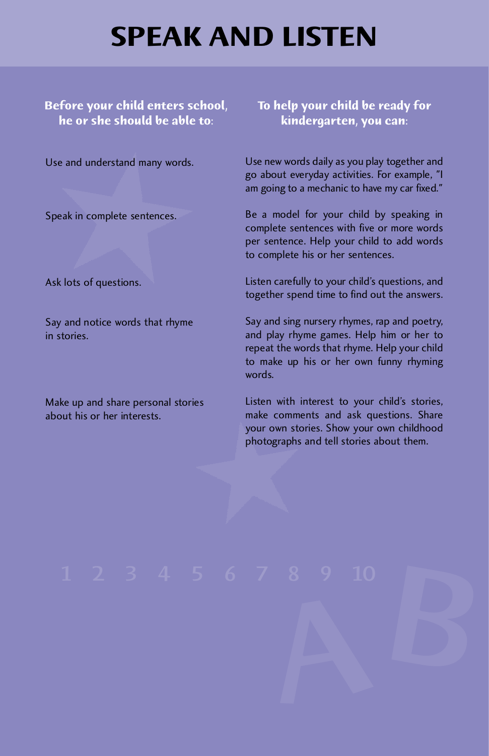# SPEAK AND LISTEN

| Before your child enters school, he or she should be able to: | To help your child be ready for kindergarten, you can: |
| --- | --- |
| Use and understand many words. | Use new words daily as you play together and go about everyday activities. For example, "I am going to a mechanic to have my car fixed." |
| Speak in complete sentences. | Be a model for your child by speaking in complete sentences with five or more words per sentence. Help your child to add words to complete his or her sentences. |
| Ask lots of questions. | Listen carefully to your child's questions, and together spend time to find out the answers. |
| Say and notice words that rhyme in stories. | Say and sing nursery rhymes, rap and poetry, and play rhyme games. Help him or her to repeat the words that rhyme. Help your child to make up his or her own funny rhyming words. |
| Make up and share personal stories about his or her interests. | Listen with interest to your child's stories, make comments and ask questions. Share your own stories. Show your own childhood photographs and tell stories about them. |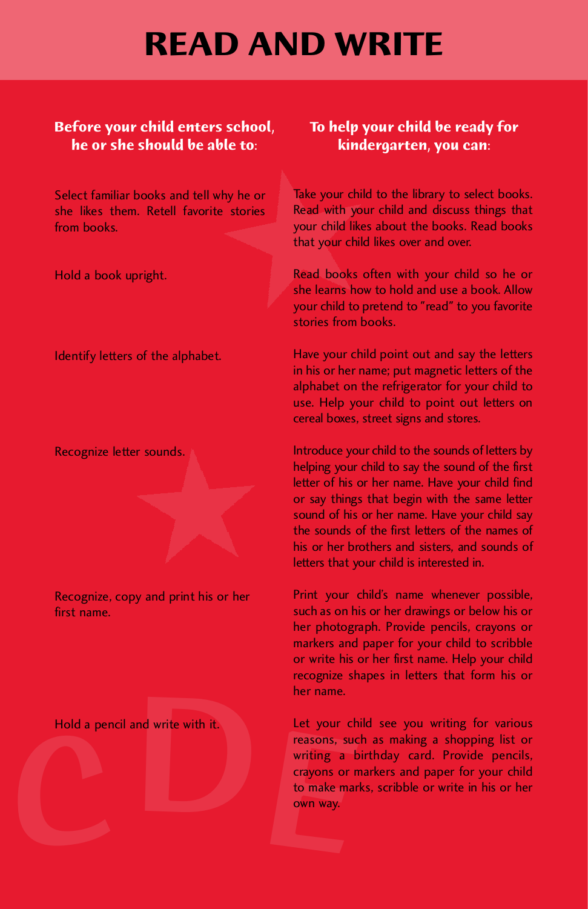# READ AND WRITE

| Before your child enters school, he or she should be able to: | To help your child be ready for kindergarten, you can: |
|---|---|
| Select familiar books and tell why he or she likes them. Retell favorite stories from books. | Take your child to the library to select books. Read with your child and discuss things that your child likes about the books. Read books that your child likes over and over. |
| Hold a book upright. | Read books often with your child so he or she learns how to hold and use a book. Allow your child to pretend to "read" to you favorite stories from books. |
| Identify letters of the alphabet. | Have your child point out and say the letters in his or her name; put magnetic letters of the alphabet on the refrigerator for your child to use. Help your child to point out letters on cereal boxes, street signs and stores. |
| Recognize letter sounds. | Introduce your child to the sounds of letters by helping your child to say the sound of the first letter of his or her name. Have your child find or say things that begin with the same letter sound of his or her name. Have your child say the sounds of the first letters of the names of his or her brothers and sisters, and sounds of letters that your child is interested in. |
| Recognize, copy and print his or her first name. | Print your child's name whenever possible, such as on his or her drawings or below his or her photograph. Provide pencils, crayons or markers and paper for your child to scribble or write his or her first name. Help your child recognize shapes in letters that form his or her name. |
| Hold a pencil and write with it. | Let your child see you writing for various reasons, such as making a shopping list or writing a birthday card. Provide pencils, crayons or markers and paper for your child to make marks, scribble or write in his or her own way. |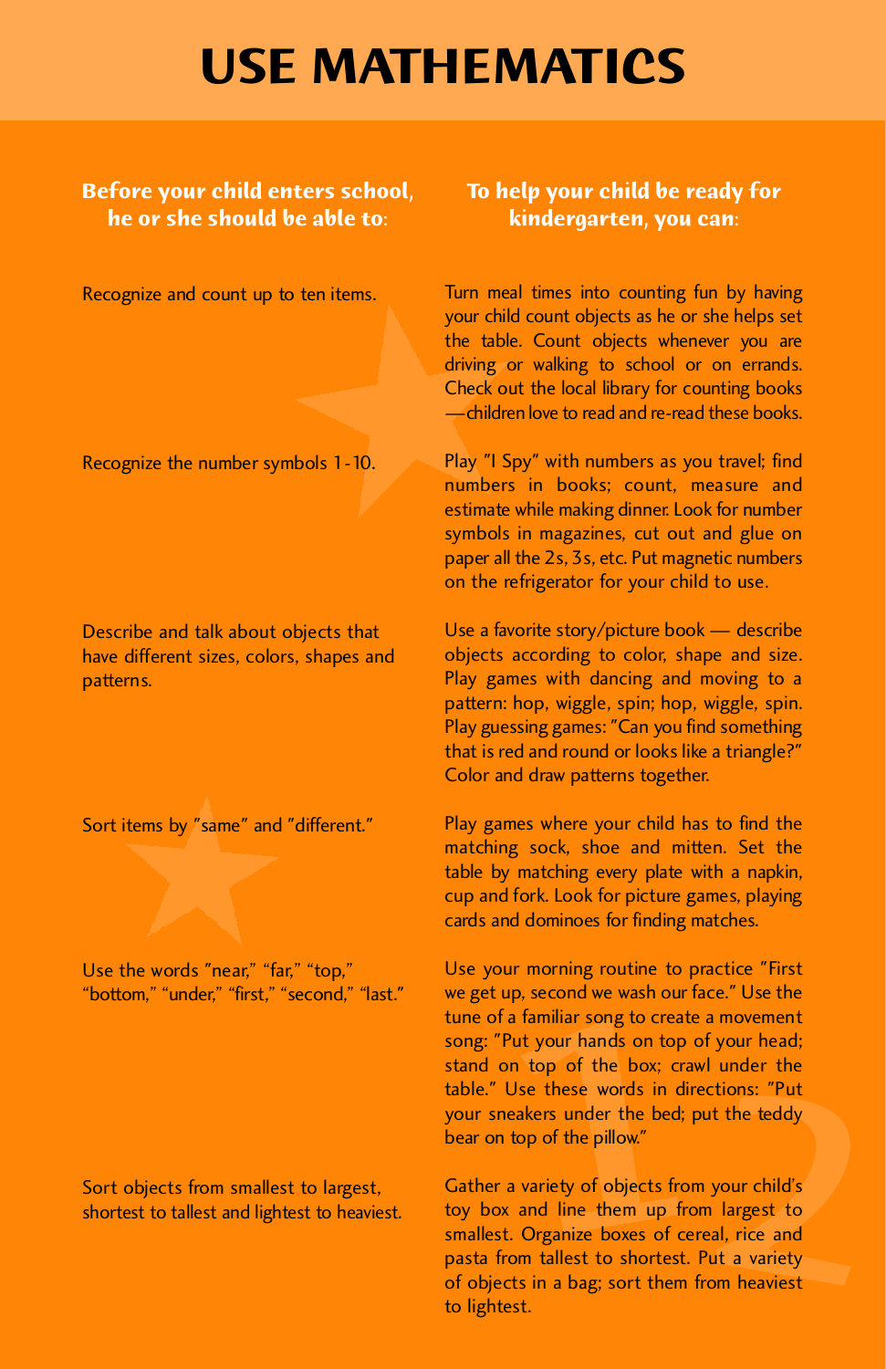# USE MATHEMATICS

| Before your child enters school, he or she should be able to: | To help your child be ready for kindergarten, you can: |
| --- | --- |
| Recognize and count up to ten items. | Turn meal times into counting fun by having your child count objects as he or she helps set the table. Count objects whenever you are driving or walking to school or on errands. Check out the local library for counting books —children love to read and re-read these books. |
| Recognize the number symbols 1-10. | Play "I Spy" with numbers as you travel; find numbers in books; count, measure and estimate while making dinner. Look for number symbols in magazines, cut out and glue on paper all the 2s, 3s, etc. Put magnetic numbers on the refrigerator for your child to use. |
| Describe and talk about objects that have different sizes, colors, shapes and patterns. | Use a favorite story/picture book — describe objects according to color, shape and size. Play games with dancing and moving to a pattern: hop, wiggle, spin; hop, wiggle, spin. Play guessing games: "Can you find something that is red and round or looks like a triangle?" Color and draw patterns together. |
| Sort items by "same" and "different." | Play games where your child has to find the matching sock, shoe and mitten. Set the table by matching every plate with a napkin, cup and fork. Look for picture games, playing cards and dominoes for finding matches. |
| Use the words "near," "far," "top," "bottom," "under," "first," "second," "last." | Use your morning routine to practice "First we get up, second we wash our face." Use the tune of a familiar song to create a movement song: "Put your hands on top of your head; stand on top of the box; crawl under the table." Use these words in directions: "Put your sneakers under the bed; put the teddy bear on top of the pillow." |
| Sort objects from smallest to largest, shortest to tallest and lightest to heaviest. | Gather a variety of objects from your child's toy box and line them up from largest to smallest. Organize boxes of cereal, rice and pasta from tallest to shortest. Put a variety of objects in a bag; sort them from heaviest to lightest. |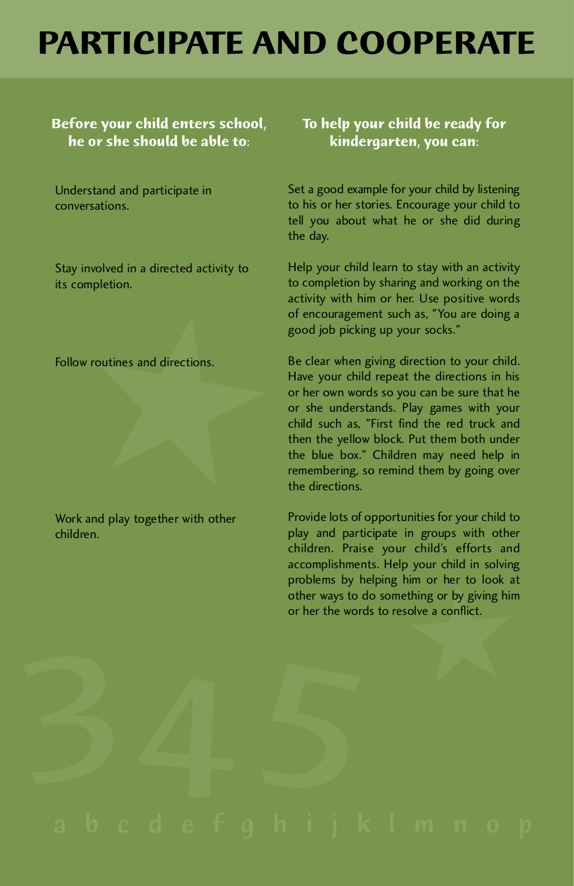# PARTICIPATE AND COOPERATE

| Before your child enters school, he or she should be able to: | To help your child be ready for kindergarten, you can: |
|---|---|
| Understand and participate in conversations. | Set a good example for your child by listening to his or her stories. Encourage your child to tell you about what he or she did during the day. |
| Stay involved in a directed activity to its completion. | Help your child learn to stay with an activity to completion by sharing and working on the activity with him or her. Use positive words of encouragement such as, "You are doing a good job picking up your socks." |
| Follow routines and directions. | Be clear when giving direction to your child. Have your child repeat the directions in his or her own words so you can be sure that he or she understands. Play games with your child such as, "First find the red truck and then the yellow block. Put them both under the blue box." Children may need help in remembering, so remind them by going over the directions. |
| Work and play together with other children. | Provide lots of opportunities for your child to play and participate in groups with other children. Praise your child's efforts and accomplishments. Help your child in solving problems by helping him or her to look at other ways to do something or by giving him or her the words to resolve a conflict. |